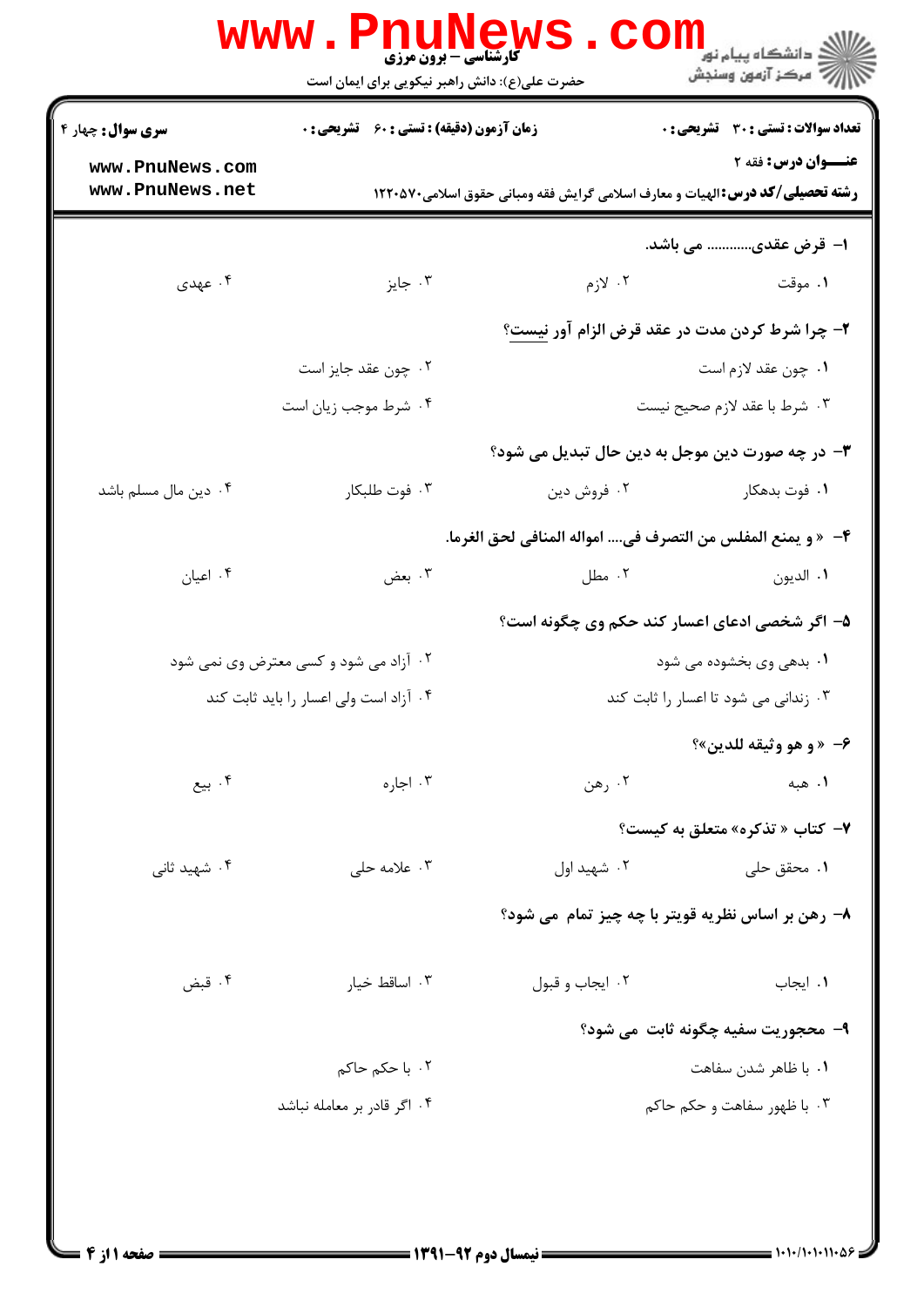**سری سوال:** چهار ۴ | **زمان آزمون (دقیقه) : تستی :** ۶۰ **تشریحی :** ۰ | **تعداد سوالات : تستی :** ۳۰ **تشریحی :** ۰

**عنـــوان درس:** فقه ۲

**رشته تحصیلی/کد درس:** الهیات و معارف اسلامی گرایش فقه ومبانی حقوق اسلامی۱۲۲۰۵۷۰

۱- قرض عقدی........... می باشد.

۱. موقت  ۲. لازم  ۳. جایز  ۴. عهدی

۲- چرا شرط کردن مدت در عقد قرض الزام آور نیست؟

۱. چون عقد لازم است
۲. چون عقد جایز است
۳. شرط با عقد لازم صحیح نیست
۴. شرط موجب زیان است

۳- در چه صورت دین موجل به دین حال تبدیل می شود؟

۱. فوت بدهکار  ۲. فروش دین  ۳. فوت طلبکار  ۴. دین مال مسلم باشد

۴- « و یمنع المفلس من التصرف فی.... امواله المنافی لحق الغرما.

۱. الدیون  ۲. مطل  ۳. بعض  ۴. اعیان

۵- اگر شخصی ادعای اعسار کند حکم وی چگونه است؟

۱. بدهی وی بخشوده می شود
۲. آزاد می شود و کسی معترض وی نمی شود
۳. زندانی می شود تا اعسار را ثابت کند
۴. آزاد است ولی اعسار را باید ثابت کند

۶- « و هو وثیقه للدین»؟

۱. هبه  ۲. رهن  ۳. اجاره  ۴. بیع

۷- کتاب « تذکره» متعلق به کیست؟

۱. محقق حلی  ۲. شهید اول  ۳. علامه حلی  ۴. شهید ثانی

۸- رهن بر اساس نظریه قویتر با چه چیز تمام می شود؟

۱. ایجاب  ۲. ایجاب و قبول  ۳. اسقاط خیار  ۴. قبض

۹- محجوریت سفیه چگونه ثابت می شود؟

۱. با ظاهر شدن سفاهت
۲. با حکم حاکم
۳. با ظهور سفاهت و حکم حاکم
۴. اگر قادر بر معامله نباشد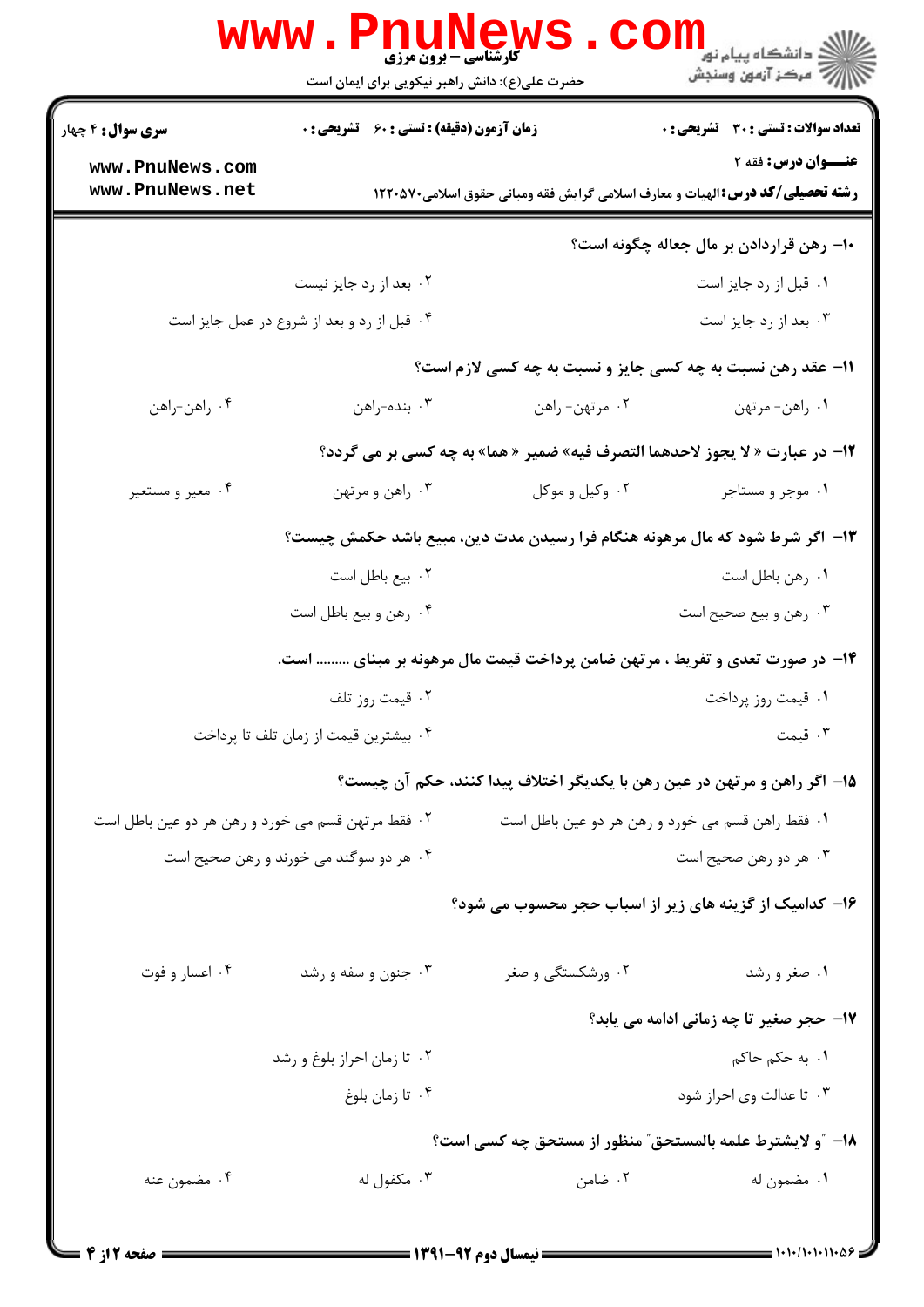۱۰- رهن قراردادن بر مال جعاله چگونه است؟

۱. قبل از رد جایز است

۲. بعد از رد جایز نیست

۳. بعد از رد جایز است

۴. قبل از رد و بعد از شروع در عمل جایز است

۱۱- عقد رهن نسبت به چه کسی جایز و نسبت به چه کسی لازم است؟

۱. راهن- مرتهن

۲. مرتهن- راهن

۳. بنده-راهن

۴. راهن-راهن

۱۲- در عبارت « لا یجوز لاحدهما التصرف فیه» ضمیر « هما» به چه کسی بر می گردد؟

۱. موجر و مستاجر

۲. وکیل و موکل

۳. راهن و مرتهن

۴. معیر و مستعیر

۱۳- اگر شرط شود که مال مرهونه هنگام فرا رسیدن مدت دین، مبیع باشد حکمش چیست؟

۱. رهن باطل است

۲. بیع باطل است

۳. رهن و بیع صحیح است

۴. رهن و بیع باطل است

۱۴- در صورت تعدی و تفریط ، مرتهن ضامن پرداخت قیمت مال مرهونه بر مبنای ......... است.

۱. قیمت روز پرداخت

۲. قیمت روز تلف

۳. قیمت

۴. بیشترین قیمت از زمان تلف تا پرداخت

۱۵- اگر راهن و مرتهن در عین رهن با یکدیگر اختلاف پیدا کنند، حکم آن چیست؟

۱. فقط راهن قسم می خورد و رهن هر دو عین باطل است

۲. فقط مرتهن قسم می خورد و رهن هر دو عین باطل است

۳. هر دو رهن صحیح است

۴. هر دو سوگند می خورند و رهن صحیح است

۱۶- کدامیک از گزینه های زیر از اسباب حجر محسوب می شود؟

۱. صغر و رشد

۲. ورشکستگی و صغر

۳. جنون و سفه و رشد

۴. اعسار و فوت

۱۷- حجر صغیر تا چه زمانی ادامه می یابد؟

۱. به حکم حاکم

۲. تا زمان احراز بلوغ و رشد

۳. تا عدالت وی احراز شود

۴. تا زمان بلوغ

۱۸- "و لایشترط علمه بالمستحق" منظور از مستحق چه کسی است؟

۱. مضمون له

۲. ضامن

۳. مکفول له

۴. مضمون عنه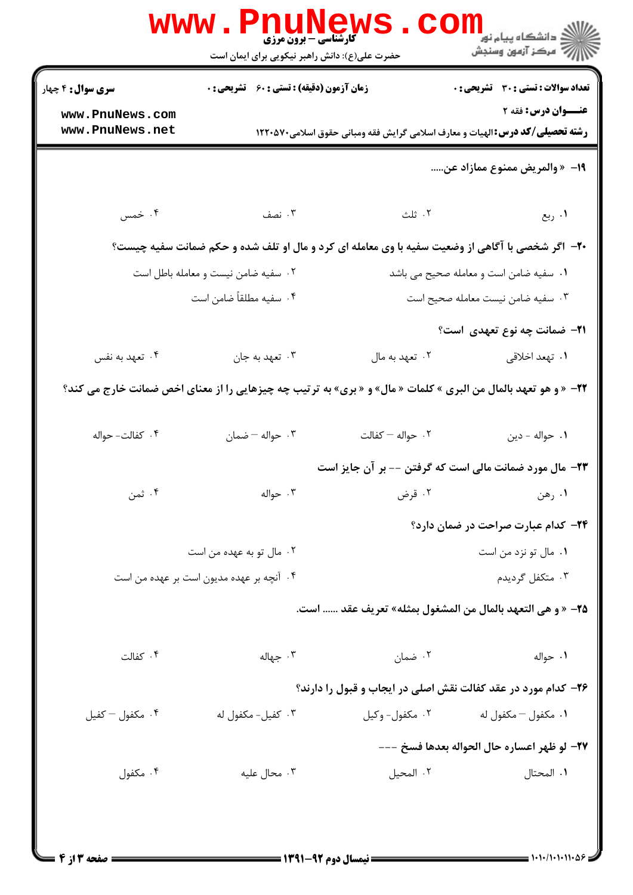**سری سوال:** ۴ چهار

**زمان آزمون (دقیقه) : تستی : ۶۰ تشریحی : ۰**

**تعداد سوالات : تستی : ۳۰ تشریحی : ۰**

**عنـــوان درس:** فقه ۲

**رشته تحصیلی/کد درس:** الهیات و معارف اسلامی گرایش فقه ومبانی حقوق اسلامی۱۲۲۰۵۷۰

**۱۹- « والمریض ممنوع ممازاد عن.....**

۱. ربع
۲. ثلث
۳. نصف
۴. خمس

**۲۰- اگر شخصی با آگاهی از وضعیت سفیه با وی معامله ای کرد و مال او تلف شده و حکم ضمانت سفیه چیست؟**

۱. سفیه ضامن است و معامله صحیح می باشد
۲. سفیه ضامن نیست و معامله باطل است
۳. سفیه ضامن نیست معامله صحیح است
۴. سفیه مطلقاً ضامن است

**۲۱- ضمانت چه نوع تعهدی است؟**

۱. تعهد اخلاقی
۲. تعهد به مال
۳. تعهد به جان
۴. تعهد به نفس

**۲۲- « و هو تعهد بالمال من البری » کلمات « مال» و « بری» به ترتیب چه چیزهایی را از معنای اخص ضمانت خارج می کند؟**

۱. حواله - دین
۲. حواله – کفالت
۳. حواله – ضمان
۴. کفالت- حواله

**۲۳- مال مورد ضمانت مالی است که گرفتن -- بر آن جایز است**

۱. رهن
۲. قرض
۳. حواله
۴. ثمن

**۲۴- کدام عبارت صراحت در ضمان دارد؟**

۱. مال تو نزد من است
۲. مال تو به عهده من است
۳. متکفل گردیدم
۴. آنچه بر عهده مدیون است بر عهده من است

**۲۵- « و هی التعهد بالمال من المشغول بمثله» تعریف عقد ...... است.**

۱. حواله
۲. ضمان
۳. جهاله
۴. کفالت

**۲۶- کدام مورد در عقد کفالت نقش اصلی در ایجاب و قبول را دارند؟**

۱. مکفول – مکفول له
۲. مکفول- وکیل
۳. کفیل- مکفول له
۴. مکفول – کفیل

**۲۷- لو ظهر اعساره حال الحواله بعدها فسخ ---**

۱. المحتال
۲. المحیل
۳. محال علیه
۴. مکفول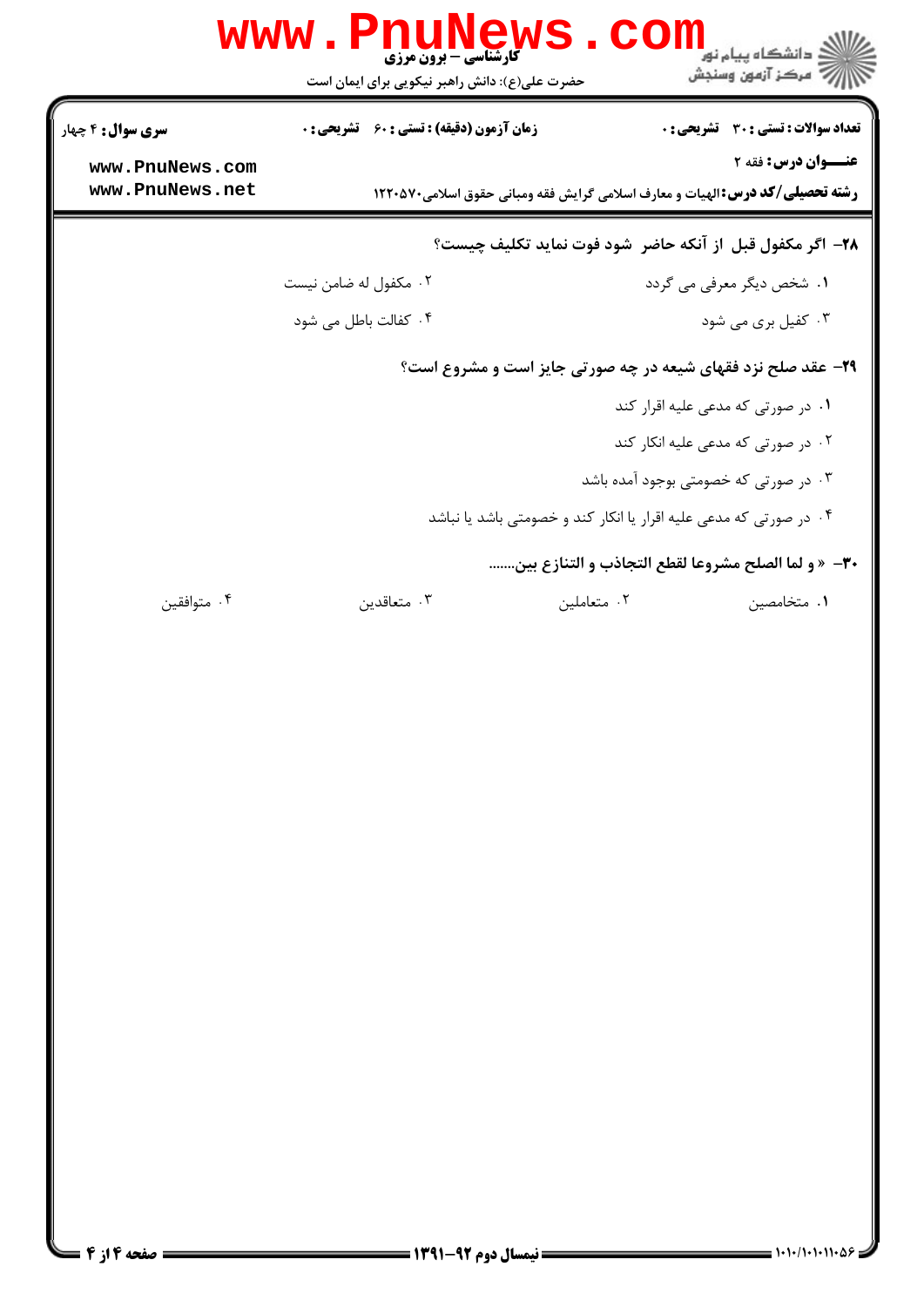**۲۸- اگر مکفول قبل از آنکه حاضر شود فوت نماید تکلیف چیست؟**

۱. شخص دیگر معرفی می گردد

۲. مکفول له ضامن نیست

۳. کفیل بری می شود

۴. کفالت باطل می شود

**۲۹- عقد صلح نزد فقهای شیعه در چه صورتی جایز است و مشروع است؟**

۱. در صورتی که مدعی علیه اقرار کند

۲. در صورتی که مدعی علیه انکار کند

۳. در صورتی که خصومتی بوجود آمده باشد

۴. در صورتی که مدعی علیه اقرار یا انکار کند و خصومتی باشد یا نباشد

**۳۰- « و لما الصلح مشروعا لقطع التجاذب و التنازع بین.......**

۱. متخاصمین

۲. متعاملین

۳. متعاقدین

۴. متوافقین